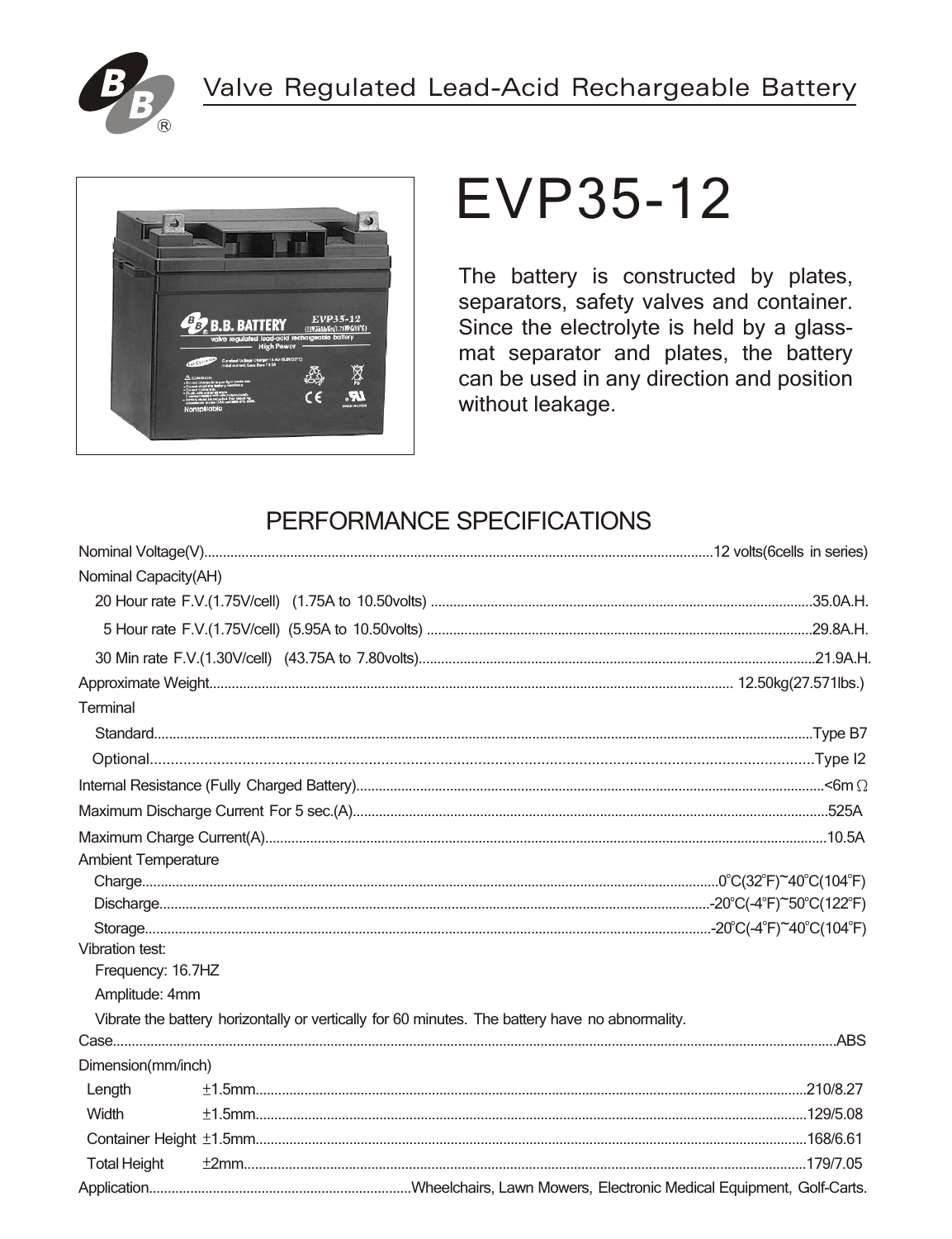Valve Regulated Lead-Acid Rechargeable Battery

# EVP35-12

The battery is constructed by plates, separators, safety valves and container. Since the electrolyte is held by a glass-mat separator and plates, the battery can be used in any direction and position without leakage.

## PERFORMANCE SPECIFICATIONS

Nominal Voltage(V)......12 volts(6cells in series)

Nominal Capacity(AH)

- 20 Hour rate F.V.(1.75V/cell) (1.75A to 10.50volts) ......35.0A.H.
- 5 Hour rate F.V.(1.75V/cell) (5.95A to 10.50volts) ......29.8A.H.
- 30 Min rate F.V.(1.30V/cell) (43.75A to 7.80volts)......21.9A.H.

Approximate Weight...... 12.50kg(27.571lbs.)

Terminal

- Standard......Type B7
- Optional......Type I2

Internal Resistance (Fully Charged Battery)......<6m Ω

Maximum Discharge Current For 5 sec.(A)......525A

Maximum Charge Current(A)......10.5A

Ambient Temperature

- Charge......0°C(32°F)~40°C(104°F)
- Discharge......-20°C(-4°F)~50°C(122°F)
- Storage......-20°C(-4°F)~40°C(104°F)

Vibration test:

- Frequency: 16.7HZ
- Amplitude: 4mm
- Vibrate the battery horizontally or vertically for 60 minutes. The battery have no abnormality.

Case......ABS

Dimension(mm/inch)

- Length ±1.5mm......210/8.27
- Width ±1.5mm......129/5.08
- Container Height ±1.5mm......168/6.61
- Total Height ±2mm......179/7.05

Application......Wheelchairs, Lawn Mowers, Electronic Medical Equipment, Golf-Carts.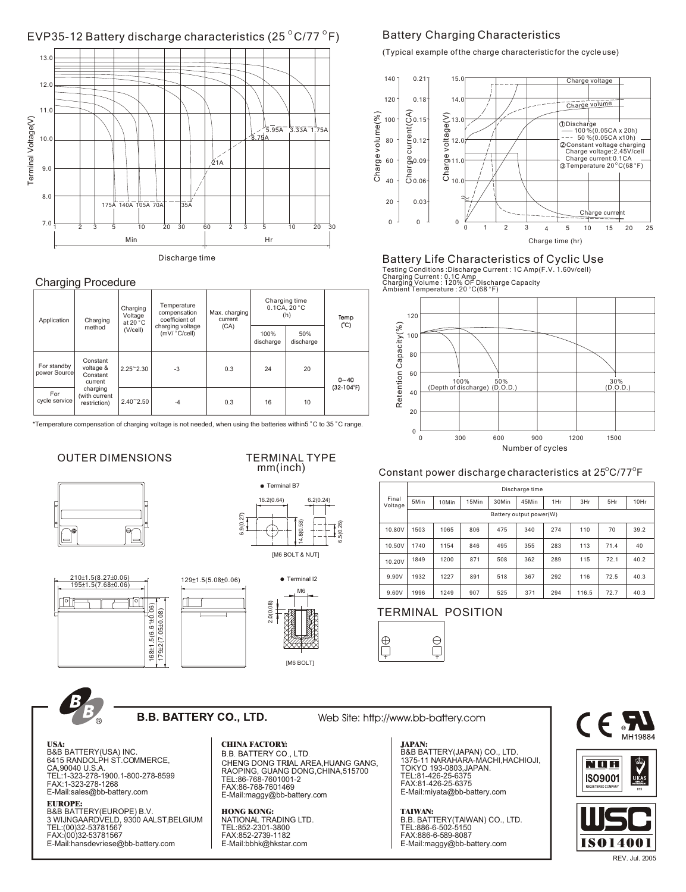## EVP35-12 Battery discharge characteristics (25°C/77°F)

Terminal Voltage(V)

13.0
12.0
11.0
10.0
9.0
8.0
7.0

5.95A 3.33A 1.75A
8.75A
21A
175A 140A 105A 70A 35A

1 2 3 5 10 20 30 60 2 3 5 10 20 30

Min Hr

Discharge time

## Battery Charging Characteristics

(Typical example of the charge characteristic for the cycle use)

Charge volume(%) Charge current(CA) Charge voltage(V)

140 0.21 15.0
120 0.18 14.0
100 0.15 13.0
80 0.12 12.0
60 0.09 11.0
40 0.06 10.0
20 0.03
0 0 0

Charge voltage
Charge volume
①Discharge
—— 100%(0.05CA x 20h)
- - - 50%(0.05CA x10h)
②Constant voltage charging
Charge voltage:2.45V/cell
Charge current:0.1CA
③Temperature 20°C(68°F)
Charge current

0 1 2 3 4 5 10 15 20 25

Charge time (hr)

## Charging Procedure

| Application | Charging method | Charging Voltage at 20°C (V/cell) | Temperature compensation coefficient of charging voltage (mV/°C/cell) | Max. charging current (CA) | Charging time 0.1CA, 20°C (h) | | Temp (°C) |
|---|---|---|---|---|---|---|---|
| | | | | | 100% discharge | 50% discharge | |
| For standby power Source | Constant voltage & Constant current charging (with current restriction) | 2.25~2.30 | -3 | 0.3 | 24 | 20 | 0—40 (32-104°F) |
| For cycle service | | 2.40~2.50 | -4 | 0.3 | 16 | 10 | |

*Temperature compensation of charging voltage is not needed, when using the batteries within5°C to 35°C range.

## Battery Life Characteristics of Cyclic Use

Testing Conditions :Discharge Current : 1C Amp(F.V. 1.60v/cell)
Charging Current : 0.1C Amp
Charging Volume : 120% OF Discharge Capacity
Ambient Temperature : 20°C(68°F)

Retention Capacity(%)

120
100
80
60
40
20
0

100% (Depth of discharge)
50% (D.O.D.)
30% (D.O.D.)

0 300 600 900 1200 1500

Number of cycles

## OUTER DIMENSIONS

210±1.5(8.27±0.06)
195±1.5(7.68±0.06)
129±1.5(5.08±0.06)
168±1.5(6.61±0.06)
179±2(7.05±0.08)

## TERMINAL TYPE

mm(inch)

● Terminal B7

16.2(0.64) 6.2(0.24)
6.9(0.27) 14.8(0.58) 6.5(0.26)

[M6 BOLT & NUT]

● Terminal I2

M6
2.0(0.08)

[M6 BOLT]

## Constant power discharge characteristics at 25°C/77°F

| Final Voltage | Discharge time | | | | | | | | |
|---|---|---|---|---|---|---|---|---|---|
| | 5Min | 10Min | 15Min | 30Min | 45Min | 1Hr | 3Hr | 5Hr | 10Hr |
| | Battery output power(W) | | | | | | | | |
| 10.80V | 1503 | 1065 | 806 | 475 | 340 | 274 | 110 | 70 | 39.2 |
| 10.50V | 1740 | 1154 | 846 | 495 | 355 | 283 | 113 | 71.4 | 40 |
| 10.20V | 1849 | 1200 | 871 | 508 | 362 | 289 | 115 | 72.1 | 40.2 |
| 9.90V | 1932 | 1227 | 891 | 518 | 367 | 292 | 116 | 72.5 | 40.3 |
| 9.60V | 1996 | 1249 | 907 | 525 | 371 | 294 | 116.5 | 72.7 | 40.3 |

## TERMINAL POSITION

**B.B. BATTERY CO., LTD.** Web Site: http://www.bb-battery.com

**USA:**
B&B BATTERY(USA) INC.
6415 RANDOLPH ST.COMMERCE,
CA,90040 U.S.A.
TEL:1-323-278-1900.1-800-278-8599
FAX:1-323-278-1268
E-Mail:sales@bb-battery.com

**EUROPE:**
B&B BATTERY(EUROPE) B.V.
3 WIJNGAARDVELD, 9300 AALST,BELGIUM
TEL:(00)32-53781567
FAX:(00)32-53781567
E-Mail:hansdevriese@bb-battery.com

**CHINA FACTORY:**
B.B. BATTERY CO., LTD.
CHENG DONG TRIAL AREA,HUANG GANG,
RAOPING, GUANG DONG,CHINA,515700
TEL:86-768-7601001-2
FAX:86-768-7601469
E-Mail:maggy@bb-battery.com

**HONG KONG:**
NATIONAL TRADING LTD.
TEL:852-2301-3800
FAX:852-2739-1182
E-Mail:bbhk@hkstar.com

**JAPAN:**
B&B BATTERY(JAPAN) CO., LTD.
1375-11 NARAHARA-MACHI,HACHIOJI,
TOKYO 193-0803,JAPAN.
TEL:81-426-25-6375
FAX:81-426-25-6375
E-Mail:miyata@bb-battery.com

**TAIWAN:**
B.B. BATTERY(TAIWAN) CO., LTD.
TEL:886-6-502-5150
FAX:886-6-589-8087
E-Mail:maggy@bb-battery.com

MH19884

ISO9001

ISO14001

REV. Jul. 2005